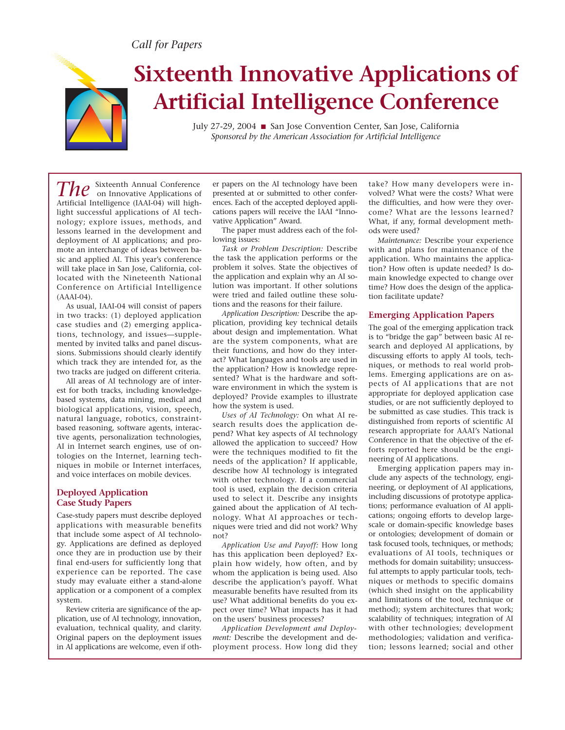*Call for Papers*

# Sixteenth Innovative Applications of Artificial Intelligence Conference

July 27-29, 2004 ■ San Jose Convention Center, San Jose, California
*Sponsored by the American Association for Artificial Intelligence*

The Sixteenth Annual Conference on Innovative Applications of Artificial Intelligence (IAAI-04) will highlight successful applications of AI technology; explore issues, methods, and lessons learned in the development and deployment of AI applications; and promote an interchange of ideas between basic and applied AI. This year's conference will take place in San Jose, California, collocated with the Nineteenth National Conference on Artificial Intelligence (AAAI-04).

As usual, IAAI-04 will consist of papers in two tracks: (1) deployed application case studies and (2) emerging applications, technology, and issues—supplemented by invited talks and panel discussions. Submissions should clearly identify which track they are intended for, as the two tracks are judged on different criteria.

All areas of AI technology are of interest for both tracks, including knowledge-based systems, data mining, medical and biological applications, vision, speech, natural language, robotics, constraint-based reasoning, software agents, interactive agents, personalization technologies, AI in Internet search engines, use of ontologies on the Internet, learning techniques in mobile or Internet interfaces, and voice interfaces on mobile devices.

## Deployed Application Case Study Papers

Case-study papers must describe deployed applications with measurable benefits that include some aspect of AI technology. Applications are defined as deployed once they are in production use by their final end-users for sufficiently long that experience can be reported. The case study may evaluate either a stand-alone application or a component of a complex system.

Review criteria are significance of the application, use of AI technology, innovation, evaluation, technical quality, and clarity. Original papers on the deployment issues in AI applications are welcome, even if other papers on the AI technology have been presented at or submitted to other conferences. Each of the accepted deployed applications papers will receive the IAAI "Innovative Application" Award.

The paper must address each of the following issues:

*Task or Problem Description:* Describe the task the application performs or the problem it solves. State the objectives of the application and explain why an AI solution was important. If other solutions were tried and failed outline these solutions and the reasons for their failure.

*Application Description:* Describe the application, providing key technical details about design and implementation. What are the system components, what are their functions, and how do they interact? What languages and tools are used in the application? How is knowledge represented? What is the hardware and software environment in which the system is deployed? Provide examples to illustrate how the system is used.

*Uses of AI Technology:* On what AI research results does the application depend? What key aspects of AI technology allowed the application to succeed? How were the techniques modified to fit the needs of the application? If applicable, describe how AI technology is integrated with other technology. If a commercial tool is used, explain the decision criteria used to select it. Describe any insights gained about the application of AI technology. What AI approaches or techniques were tried and did not work? Why not?

*Application Use and Payoff:* How long has this application been deployed? Explain how widely, how often, and by whom the application is being used. Also describe the application's payoff. What measurable benefits have resulted from its use? What additional benefits do you expect over time? What impacts has it had on the users' business processes?

*Application Development and Deployment:* Describe the development and deployment process. How long did they take? How many developers were involved? What were the costs? What were the difficulties, and how were they overcome? What are the lessons learned? What, if any, formal development methods were used?

*Maintenance:* Describe your experience with and plans for maintenance of the application. Who maintains the application? How often is update needed? Is domain knowledge expected to change over time? How does the design of the application facilitate update?

## Emerging Application Papers

The goal of the emerging application track is to "bridge the gap" between basic AI research and deployed AI applications, by discussing efforts to apply AI tools, techniques, or methods to real world problems. Emerging applications are on aspects of AI applications that are not appropriate for deployed application case studies, or are not sufficiently deployed to be submitted as case studies. This track is distinguished from reports of scientific AI research appropriate for AAAI's National Conference in that the objective of the efforts reported here should be the engineering of AI applications.

Emerging application papers may include any aspects of the technology, engineering, or deployment of AI applications, including discussions of prototype applications; performance evaluation of AI applications; ongoing efforts to develop large-scale or domain-specific knowledge bases or ontologies; development of domain or task focused tools, techniques, or methods; evaluations of AI tools, techniques or methods for domain suitability; unsuccessful attempts to apply particular tools, techniques or methods to specific domains (which shed insight on the applicability and limitations of the tool, technique or method); system architectures that work; scalability of techniques; integration of AI with other technologies; development methodologies; validation and verification; lessons learned; social and other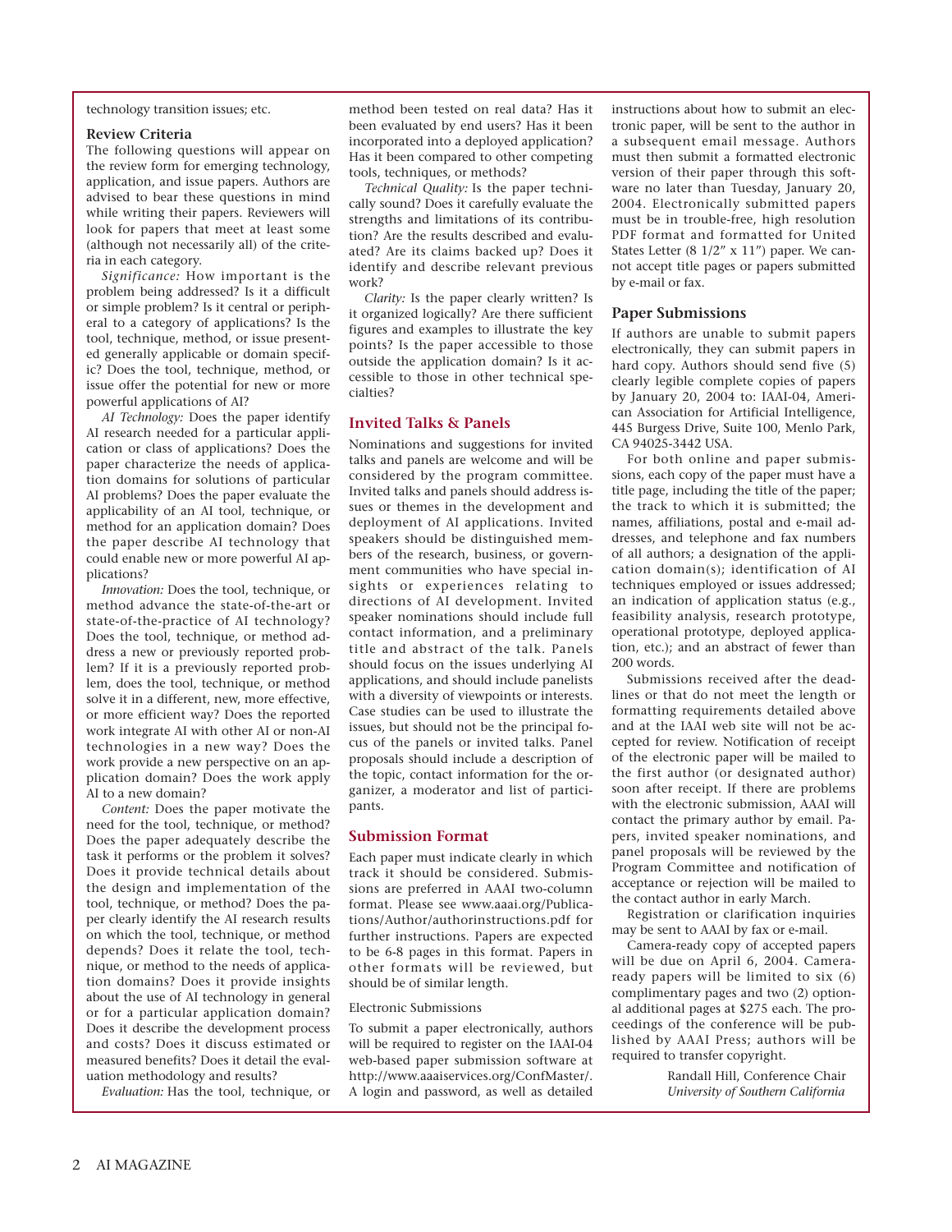technology transition issues; etc.

### Review Criteria

The following questions will appear on the review form for emerging technology, application, and issue papers. Authors are advised to bear these questions in mind while writing their papers. Reviewers will look for papers that meet at least some (although not necessarily all) of the criteria in each category.

*Significance:* How important is the problem being addressed? Is it a difficult or simple problem? Is it central or peripheral to a category of applications? Is the tool, technique, method, or issue presented generally applicable or domain specific? Does the tool, technique, method, or issue offer the potential for new or more powerful applications of AI?

*AI Technology:* Does the paper identify AI research needed for a particular application or class of applications? Does the paper characterize the needs of application domains for solutions of particular AI problems? Does the paper evaluate the applicability of an AI tool, technique, or method for an application domain? Does the paper describe AI technology that could enable new or more powerful AI applications?

*Innovation:* Does the tool, technique, or method advance the state-of-the-art or state-of-the-practice of AI technology? Does the tool, technique, or method address a new or previously reported problem? If it is a previously reported problem, does the tool, technique, or method solve it in a different, new, more effective, or more efficient way? Does the reported work integrate AI with other AI or non-AI technologies in a new way? Does the work provide a new perspective on an application domain? Does the work apply AI to a new domain?

*Content:* Does the paper motivate the need for the tool, technique, or method? Does the paper adequately describe the task it performs or the problem it solves? Does it provide technical details about the design and implementation of the tool, technique, or method? Does the paper clearly identify the AI research results on which the tool, technique, or method depends? Does it relate the tool, technique, or method to the needs of application domains? Does it provide insights about the use of AI technology in general or for a particular application domain? Does it describe the development process and costs? Does it discuss estimated or measured benefits? Does it detail the evaluation methodology and results?

*Evaluation:* Has the tool, technique, or method been tested on real data? Has it been evaluated by end users? Has it been incorporated into a deployed application? Has it been compared to other competing tools, techniques, or methods?

*Technical Quality:* Is the paper technically sound? Does it carefully evaluate the strengths and limitations of its contribution? Are the results described and evaluated? Are its claims backed up? Does it identify and describe relevant previous work?

*Clarity:* Is the paper clearly written? Is it organized logically? Are there sufficient figures and examples to illustrate the key points? Is the paper accessible to those outside the application domain? Is it accessible to those in other technical specialties?

## Invited Talks & Panels

Nominations and suggestions for invited talks and panels are welcome and will be considered by the program committee. Invited talks and panels should address issues or themes in the development and deployment of AI applications. Invited speakers should be distinguished members of the research, business, or government communities who have special insights or experiences relating to directions of AI development. Invited speaker nominations should include full contact information, and a preliminary title and abstract of the talk. Panels should focus on the issues underlying AI applications, and should include panelists with a diversity of viewpoints or interests. Case studies can be used to illustrate the issues, but should not be the principal focus of the panels or invited talks. Panel proposals should include a description of the topic, contact information for the organizer, a moderator and list of participants.

## Submission Format

Each paper must indicate clearly in which track it should be considered. Submissions are preferred in AAAI two-column format. Please see www.aaai.org/Publications/Author/authorinstructions.pdf for further instructions. Papers are expected to be 6-8 pages in this format. Papers in other formats will be reviewed, but should be of similar length.

Electronic Submissions

To submit a paper electronically, authors will be required to register on the IAAI-04 web-based paper submission software at http://www.aaaiservices.org/ConfMaster/. A login and password, as well as detailed instructions about how to submit an electronic paper, will be sent to the author in a subsequent email message. Authors must then submit a formatted electronic version of their paper through this software no later than Tuesday, January 20, 2004. Electronically submitted papers must be in trouble-free, high resolution PDF format and formatted for United States Letter (8 1/2" x 11") paper. We cannot accept title pages or papers submitted by e-mail or fax.

### Paper Submissions

If authors are unable to submit papers electronically, they can submit papers in hard copy. Authors should send five (5) clearly legible complete copies of papers by January 20, 2004 to: IAAI-04, American Association for Artificial Intelligence, 445 Burgess Drive, Suite 100, Menlo Park, CA 94025-3442 USA.

For both online and paper submissions, each copy of the paper must have a title page, including the title of the paper; the track to which it is submitted; the names, affiliations, postal and e-mail addresses, and telephone and fax numbers of all authors; a designation of the application domain(s); identification of AI techniques employed or issues addressed; an indication of application status (e.g., feasibility analysis, research prototype, operational prototype, deployed application, etc.); and an abstract of fewer than 200 words.

Submissions received after the deadlines or that do not meet the length or formatting requirements detailed above and at the IAAI web site will not be accepted for review. Notification of receipt of the electronic paper will be mailed to the first author (or designated author) soon after receipt. If there are problems with the electronic submission, AAAI will contact the primary author by email. Papers, invited speaker nominations, and panel proposals will be reviewed by the Program Committee and notification of acceptance or rejection will be mailed to the contact author in early March.

Registration or clarification inquiries may be sent to AAAI by fax or e-mail.

Camera-ready copy of accepted papers will be due on April 6, 2004. Camera-ready papers will be limited to six (6) complimentary pages and two (2) optional additional pages at $275 each. The proceedings of the conference will be published by AAAI Press; authors will be required to transfer copyright.

Randall Hill, Conference Chair
*University of Southern California*